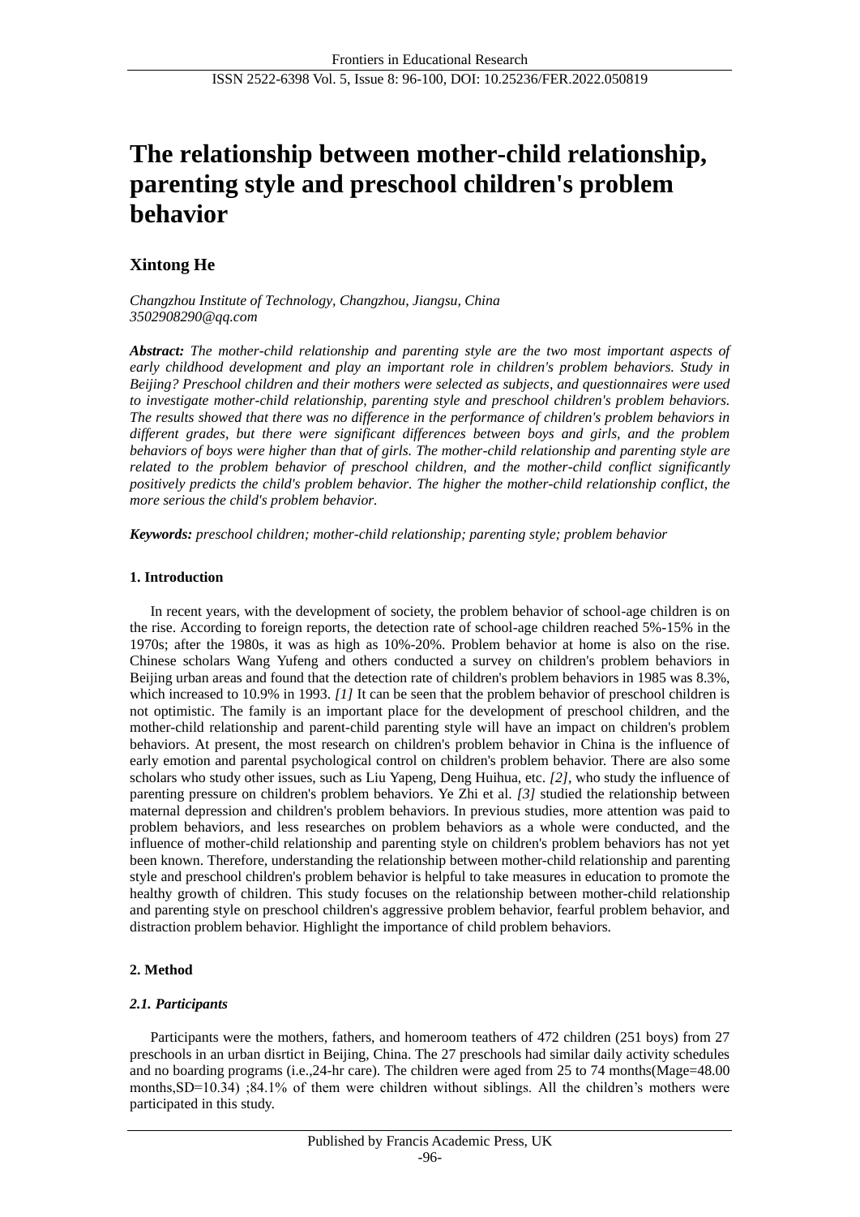# The relationship between mother-child relationship, parenting style and preschool children's problem behavior

## Xintong He

*Changzhou Institute of Technology, Changzhou, Jiangsu, China*
*3502908290@qq.com*

***Abstract:*** *The mother-child relationship and parenting style are the two most important aspects of early childhood development and play an important role in children's problem behaviors. Study in Beijing? Preschool children and their mothers were selected as subjects, and questionnaires were used to investigate mother-child relationship, parenting style and preschool children's problem behaviors. The results showed that there was no difference in the performance of children's problem behaviors in different grades, but there were significant differences between boys and girls, and the problem behaviors of boys were higher than that of girls. The mother-child relationship and parenting style are related to the problem behavior of preschool children, and the mother-child conflict significantly positively predicts the child's problem behavior. The higher the mother-child relationship conflict, the more serious the child's problem behavior.*

***Keywords:*** *preschool children; mother-child relationship; parenting style; problem behavior*

### 1. Introduction

In recent years, with the development of society, the problem behavior of school-age children is on the rise. According to foreign reports, the detection rate of school-age children reached 5%-15% in the 1970s; after the 1980s, it was as high as 10%-20%. Problem behavior at home is also on the rise. Chinese scholars Wang Yufeng and others conducted a survey on children's problem behaviors in Beijing urban areas and found that the detection rate of children's problem behaviors in 1985 was 8.3%, which increased to 10.9% in 1993. *[1]* It can be seen that the problem behavior of preschool children is not optimistic. The family is an important place for the development of preschool children, and the mother-child relationship and parent-child parenting style will have an impact on children's problem behaviors. At present, the most research on children's problem behavior in China is the influence of early emotion and parental psychological control on children's problem behavior. There are also some scholars who study other issues, such as Liu Yapeng, Deng Huihua, etc. *[2]*, who study the influence of parenting pressure on children's problem behaviors. Ye Zhi et al. *[3]* studied the relationship between maternal depression and children's problem behaviors. In previous studies, more attention was paid to problem behaviors, and less researches on problem behaviors as a whole were conducted, and the influence of mother-child relationship and parenting style on children's problem behaviors has not yet been known. Therefore, understanding the relationship between mother-child relationship and parenting style and preschool children's problem behavior is helpful to take measures in education to promote the healthy growth of children. This study focuses on the relationship between mother-child relationship and parenting style on preschool children's aggressive problem behavior, fearful problem behavior, and distraction problem behavior. Highlight the importance of child problem behaviors.

### 2. Method

#### *2.1. Participants*

Participants were the mothers, fathers, and homeroom teathers of 472 children (251 boys) from 27 preschools in an urban disrtict in Beijing, China. The 27 preschools had similar daily activity schedules and no boarding programs (i.e.,24-hr care). The children were aged from 25 to 74 months(Mage=48.00 months,SD=10.34) ;84.1% of them were children without siblings. All the children's mothers were participated in this study.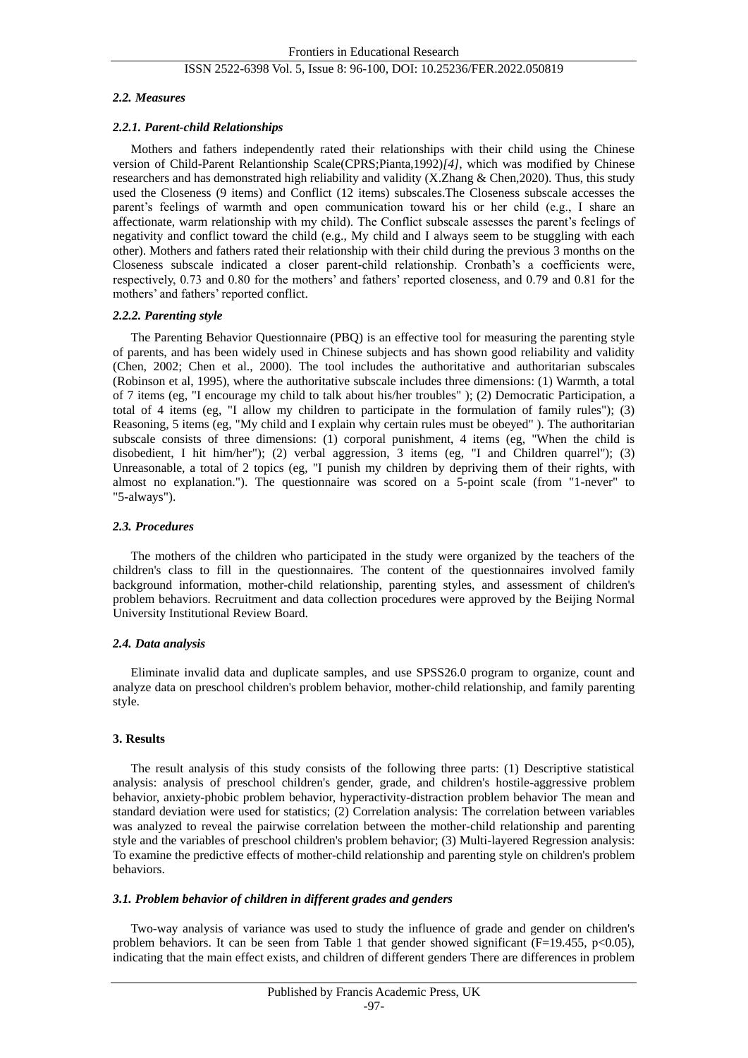### *2.2. Measures*

#### *2.2.1. Parent-child Relationships*

Mothers and fathers independently rated their relationships with their child using the Chinese version of Child-Parent Relantionship Scale(CPRS;Pianta,1992)*[4]*, which was modified by Chinese researchers and has demonstrated high reliability and validity (X.Zhang & Chen,2020). Thus, this study used the Closeness (9 items) and Conflict (12 items) subscales.The Closeness subscale accesses the parent's feelings of warmth and open communication toward his or her child (e.g., I share an affectionate, warm relationship with my child). The Conflict subscale assesses the parent's feelings of negativity and conflict toward the child (e.g., My child and I always seem to be stuggling with each other). Mothers and fathers rated their relationship with their child during the previous 3 months on the Closeness subscale indicated a closer parent-child relationship. Cronbath's a coefficients were, respectively, 0.73 and 0.80 for the mothers' and fathers' reported closeness, and 0.79 and 0.81 for the mothers' and fathers' reported conflict.

#### *2.2.2. Parenting style*

The Parenting Behavior Questionnaire (PBQ) is an effective tool for measuring the parenting style of parents, and has been widely used in Chinese subjects and has shown good reliability and validity (Chen, 2002; Chen et al., 2000). The tool includes the authoritative and authoritarian subscales (Robinson et al, 1995), where the authoritative subscale includes three dimensions: (1) Warmth, a total of 7 items (eg, "I encourage my child to talk about his/her troubles" ); (2) Democratic Participation, a total of 4 items (eg, "I allow my children to participate in the formulation of family rules"); (3) Reasoning, 5 items (eg, "My child and I explain why certain rules must be obeyed" ). The authoritarian subscale consists of three dimensions: (1) corporal punishment, 4 items (eg, "When the child is disobedient, I hit him/her"); (2) verbal aggression, 3 items (eg, "I and Children quarrel"); (3) Unreasonable, a total of 2 topics (eg, "I punish my children by depriving them of their rights, with almost no explanation."). The questionnaire was scored on a 5-point scale (from "1-never" to "5-always").

### *2.3. Procedures*

The mothers of the children who participated in the study were organized by the teachers of the children's class to fill in the questionnaires. The content of the questionnaires involved family background information, mother-child relationship, parenting styles, and assessment of children's problem behaviors. Recruitment and data collection procedures were approved by the Beijing Normal University Institutional Review Board.

### *2.4. Data analysis*

Eliminate invalid data and duplicate samples, and use SPSS26.0 program to organize, count and analyze data on preschool children's problem behavior, mother-child relationship, and family parenting style.

## **3. Results**

The result analysis of this study consists of the following three parts: (1) Descriptive statistical analysis: analysis of preschool children's gender, grade, and children's hostile-aggressive problem behavior, anxiety-phobic problem behavior, hyperactivity-distraction problem behavior The mean and standard deviation were used for statistics; (2) Correlation analysis: The correlation between variables was analyzed to reveal the pairwise correlation between the mother-child relationship and parenting style and the variables of preschool children's problem behavior; (3) Multi-layered Regression analysis: To examine the predictive effects of mother-child relationship and parenting style on children's problem behaviors.

### *3.1. Problem behavior of children in different grades and genders*

Two-way analysis of variance was used to study the influence of grade and gender on children's problem behaviors. It can be seen from Table 1 that gender showed significant ($F=19.455$, $p<0.05$), indicating that the main effect exists, and children of different genders There are differences in problem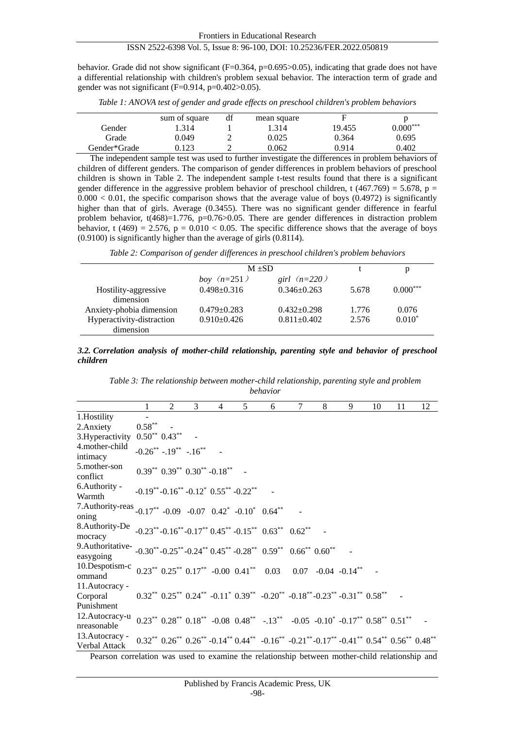behavior. Grade did not show significant (F=0.364, p=0.695>0.05), indicating that grade does not have a differential relationship with children's problem sexual behavior. The interaction term of grade and gender was not significant (F=0.914, p=0.402>0.05).

*Table 1: ANOVA test of gender and grade effects on preschool children's problem behaviors*

| | sum of square | df | mean square | F | p |
|---|---|---|---|---|---|
| Gender | 1.314 | 1 | 1.314 | 19.455 | $0.000^{***}$ |
| Grade | 0.049 | 2 | 0.025 | 0.364 | 0.695 |
| Gender*Grade | 0.123 | 2 | 0.062 | 0.914 | 0.402 |

The independent sample test was used to further investigate the differences in problem behaviors of children of different genders. The comparison of gender differences in problem behaviors of preschool children is shown in Table 2. The independent sample t-test results found that there is a significant gender difference in the aggressive problem behavior of preschool children, t (467.769) = 5.678, p = 0.000 < 0.01, the specific comparison shows that the average value of boys (0.4972) is significantly higher than that of girls. Average (0.3455). There was no significant gender difference in fearful problem behavior, t(468)=1.776, p=0.76>0.05. There are gender differences in distraction problem behavior, t (469) = 2.576, p = 0.010 < 0.05. The specific difference shows that the average of boys (0.9100) is significantly higher than the average of girls (0.8114).

*Table 2: Comparison of gender differences in preschool children's problem behaviors*

| | M ±SD | | t | p |
|---|---|---|---|---|
| | *boy* （*n*=251） | *girl* （*n*=220） | | |
| Hostility-aggressive dimension | 0.498±0.316 | 0.346±0.263 | 5.678 | $0.000^{***}$ |
| Anxiety-phobia dimension | 0.479±0.283 | 0.432±0.298 | 1.776 | 0.076 |
| Hyperactivity-distraction dimension | 0.910±0.426 | 0.811±0.402 | 2.576 | $0.010^{*}$ |

### *3.2. Correlation analysis of mother-child relationship, parenting style and behavior of preschool children*

*Table 3: The relationship between mother-child relationship, parenting style and problem behavior*

| | 1 | 2 | 3 | 4 | 5 | 6 | 7 | 8 | 9 | 10 | 11 | 12 |
|---|---|---|---|---|---|---|---|---|---|---|---|---|
| 1.Hostility | - | | | | | | | | | | | |
| 2.Anxiety | $0.58^{**}$ | - | | | | | | | | | | |
| 3.Hyperactivity | $0.50^{**}$ | $0.43^{**}$ | - | | | | | | | | | |
| 4.mother-child intimacy | $-0.26^{**}$ | $-.19^{**}$ | $-.16^{**}$ | - | | | | | | | | |
| 5.mother-son conflict | $0.39^{**}$ | $0.39^{**}$ | $0.30^{**}$ | $-0.18^{**}$ | - | | | | | | | |
| 6.Authority - Warmth | $-0.19^{**}$ | $-0.16^{**}$ | $-0.12^{*}$ | $0.55^{**}$ | $-0.22^{**}$ | - | | | | | | |
| 7.Authority-reasoning | $-0.17^{**}$ | -0.09 | -0.07 | $0.42^{*}$ | $-0.10^{*}$ | $0.64^{**}$ | - | | | | | |
| 8.Authority-Democracy | $-0.23^{**}$ | $-0.16^{**}$ | $-0.17^{**}$ | $0.45^{**}$ | $-0.15^{**}$ | $0.63^{**}$ | $0.62^{**}$ | - | | | | |
| 9.Authoritative-easygoing | $-0.30^{**}$ | $-0.25^{**}$ | $-0.24^{**}$ | $0.45^{**}$ | $-0.28^{**}$ | $0.59^{**}$ | $0.66^{**}$ | $0.60^{**}$ | - | | | |
| 10.Despotism-command | $0.23^{**}$ | $0.25^{**}$ | $0.17^{**}$ | -0.00 | $0.41^{**}$ | 0.03 | 0.07 | -0.04 | $-0.14^{**}$ | - | | |
| 11.Autocracy - Corporal Punishment | $0.32^{**}$ | $0.25^{**}$ | $0.24^{**}$ | $-0.11^{*}$ | $0.39^{**}$ | $-0.20^{**}$ | $-0.18^{**}$ | $-0.23^{**}$ | $-0.31^{**}$ | $0.58^{**}$ | - | |
| 12.Autocracy-unreasonable | $0.23^{**}$ | $0.28^{**}$ | $0.18^{**}$ | -0.08 | $0.48^{**}$ | $-.13^{**}$ | -0.05 | $-0.10^{*}$ | $-0.17^{**}$ | $0.58^{**}$ | $0.51^{**}$ | - |
| 13.Autocracy - Verbal Attack | $0.32^{**}$ | $0.26^{**}$ | $0.26^{**}$ | $-0.14^{**}$ | $0.44^{**}$ | $-0.16^{**}$ | $-0.21^{**}$ | $-0.17^{**}$ | $-0.41^{**}$ | $0.54^{**}$ | $0.56^{**}$ | $0.48^{**}$ |

Pearson correlation was used to examine the relationship between mother-child relationship and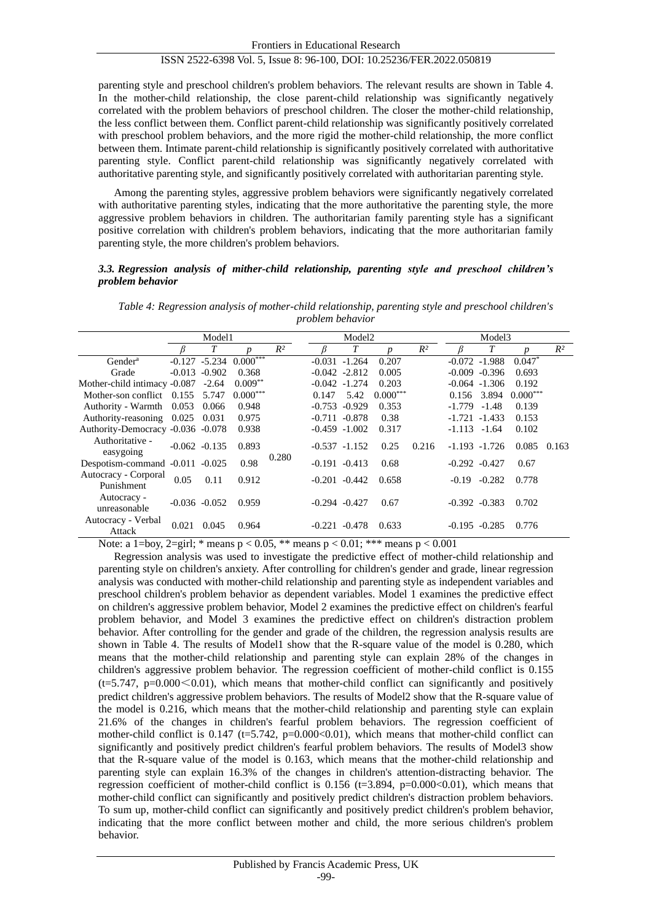parenting style and preschool children's problem behaviors. The relevant results are shown in Table 4. In the mother-child relationship, the close parent-child relationship was significantly negatively correlated with the problem behaviors of preschool children. The closer the mother-child relationship, the less conflict between them. Conflict parent-child relationship was significantly positively correlated with preschool problem behaviors, and the more rigid the mother-child relationship, the more conflict between them. Intimate parent-child relationship is significantly positively correlated with authoritative parenting style. Conflict parent-child relationship was significantly negatively correlated with authoritative parenting style, and significantly positively correlated with authoritarian parenting style.

Among the parenting styles, aggressive problem behaviors were significantly negatively correlated with authoritative parenting styles, indicating that the more authoritative the parenting style, the more aggressive problem behaviors in children. The authoritarian family parenting style has a significant positive correlation with children's problem behaviors, indicating that the more authoritarian family parenting style, the more children's problem behaviors.

### *3.3. Regression analysis of mither-child relationship, parenting style and preschool children's problem behavior*

*Table 4: Regression analysis of mother-child relationship, parenting style and preschool children's problem behavior*

| | Model1 | | | | Model2 | | | | Model3 | | | |
|---|---|---|---|---|---|---|---|---|---|---|---|---|
| | $\beta$ | $T$ | $p$ | $R^2$ | $\beta$ | $T$ | $p$ | $R^2$ | $\beta$ | $T$ | $p$ | $R^2$ |
| Gender[a] | -0.127 | -5.234 | 0.000*** | | -0.031 | -1.264 | 0.207 | | -0.072 | -1.988 | 0.047* | |
| Grade | -0.013 | -0.902 | 0.368 | | -0.042 | -2.812 | 0.005 | | -0.009 | -0.396 | 0.693 | |
| Mother-child intimacy | -0.087 | -2.64 | 0.009** | | -0.042 | -1.274 | 0.203 | | -0.064 | -1.306 | 0.192 | |
| Mother-son conflict | 0.155 | 5.747 | 0.000*** | | 0.147 | 5.42 | 0.000*** | | 0.156 | 3.894 | 0.000*** | |
| Authority - Warmth | 0.053 | 0.066 | 0.948 | | -0.753 | -0.929 | 0.353 | | -1.779 | -1.48 | 0.139 | |
| Authority-reasoning | 0.025 | 0.031 | 0.975 | | -0.711 | -0.878 | 0.38 | | -1.721 | -1.433 | 0.153 | |
| Authority-Democracy | -0.036 | -0.078 | 0.938 | | -0.459 | -1.002 | 0.317 | | -1.113 | -1.64 | 0.102 | |
| Authoritative - easygoing | -0.062 | -0.135 | 0.893 | 0.280 | -0.537 | -1.152 | 0.25 | 0.216 | -1.193 | -1.726 | 0.085 | 0.163 |
| Despotism-command | -0.011 | -0.025 | 0.98 | | -0.191 | -0.413 | 0.68 | | -0.292 | -0.427 | 0.67 | |
| Autocracy - Corporal Punishment | 0.05 | 0.11 | 0.912 | | -0.201 | -0.442 | 0.658 | | -0.19 | -0.282 | 0.778 | |
| Autocracy - unreasonable | -0.036 | -0.052 | 0.959 | | -0.294 | -0.427 | 0.67 | | -0.392 | -0.383 | 0.702 | |
| Autocracy - Verbal Attack | 0.021 | 0.045 | 0.964 | | -0.221 | -0.478 | 0.633 | | -0.195 | -0.285 | 0.776 | |

Note: a 1=boy, 2=girl; * means $p < 0.05$, ** means $p < 0.01$; *** means $p < 0.001$

Regression analysis was used to investigate the predictive effect of mother-child relationship and parenting style on children's anxiety. After controlling for children's gender and grade, linear regression analysis was conducted with mother-child relationship and parenting style as independent variables and preschool children's problem behavior as dependent variables. Model 1 examines the predictive effect on children's aggressive problem behavior, Model 2 examines the predictive effect on children's fearful problem behavior, and Model 3 examines the predictive effect on children's distraction problem behavior. After controlling for the gender and grade of the children, the regression analysis results are shown in Table 4. The results of Model1 show that the R-square value of the model is 0.280, which means that the mother-child relationship and parenting style can explain 28% of the changes in children's aggressive problem behavior. The regression coefficient of mother-child conflict is 0.155 (t=5.747, p=0.000＜0.01), which means that mother-child conflict can significantly and positively predict children's aggressive problem behaviors. The results of Model2 show that the R-square value of the model is 0.216, which means that the mother-child relationship and parenting style can explain 21.6% of the changes in children's fearful problem behaviors. The regression coefficient of mother-child conflict is 0.147 (t=5.742, p=0.000<0.01), which means that mother-child conflict can significantly and positively predict children's fearful problem behaviors. The results of Model3 show that the R-square value of the model is 0.163, which means that the mother-child relationship and parenting style can explain 16.3% of the changes in children's attention-distracting behavior. The regression coefficient of mother-child conflict is 0.156 (t=3.894, p=0.000<0.01), which means that mother-child conflict can significantly and positively predict children's distraction problem behaviors. To sum up, mother-child conflict can significantly and positively predict children's problem behavior, indicating that the more conflict between mother and child, the more serious children's problem behavior.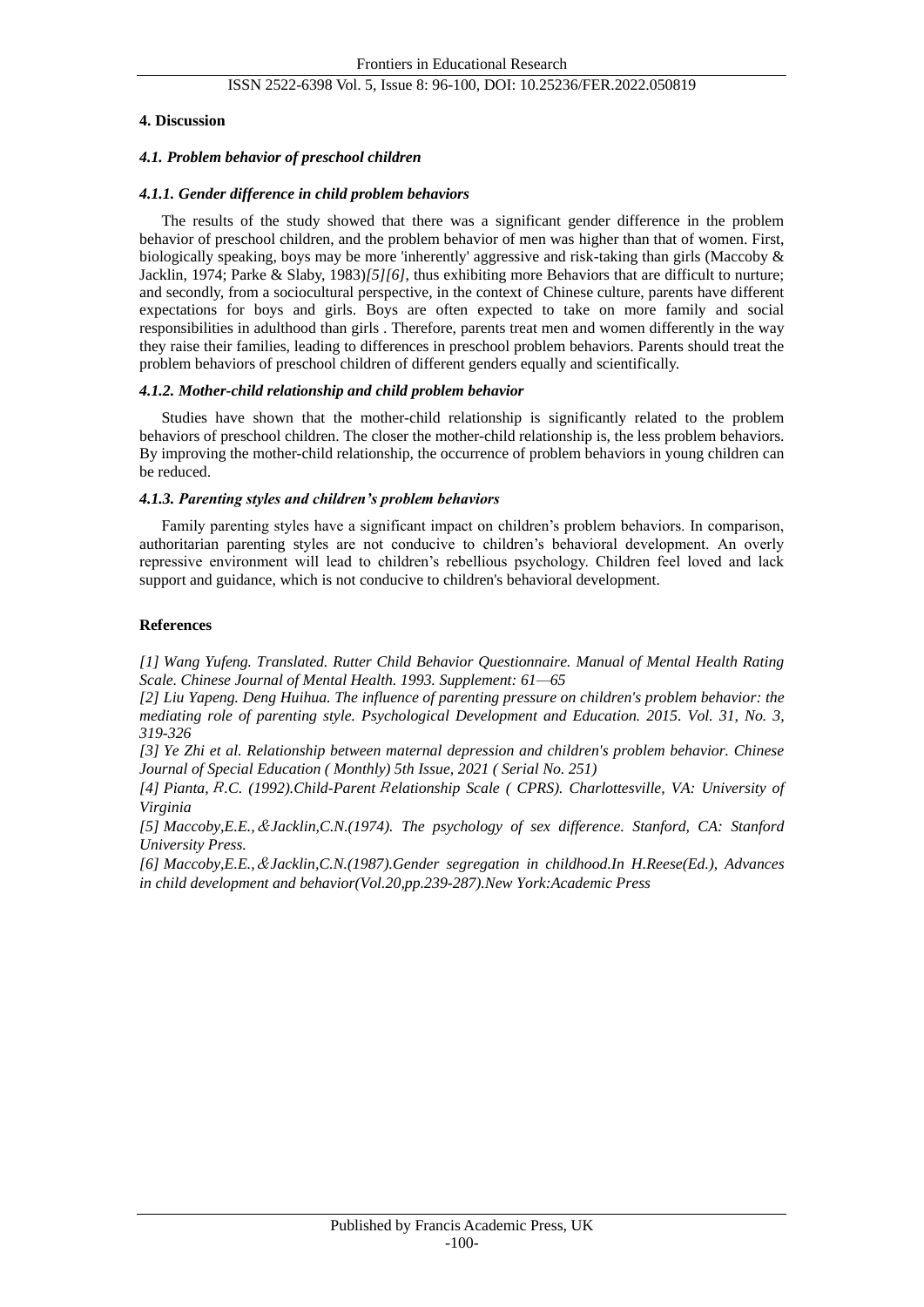## 4. Discussion

### *4.1. Problem behavior of preschool children*

#### *4.1.1. Gender difference in child problem behaviors*

The results of the study showed that there was a significant gender difference in the problem behavior of preschool children, and the problem behavior of men was higher than that of women. First, biologically speaking, boys may be more 'inherently' aggressive and risk-taking than girls (Maccoby & Jacklin, 1974; Parke & Slaby, 1983)*[5][6]*, thus exhibiting more Behaviors that are difficult to nurture; and secondly, from a sociocultural perspective, in the context of Chinese culture, parents have different expectations for boys and girls. Boys are often expected to take on more family and social responsibilities in adulthood than girls . Therefore, parents treat men and women differently in the way they raise their families, leading to differences in preschool problem behaviors. Parents should treat the problem behaviors of preschool children of different genders equally and scientifically.

#### *4.1.2. Mother-child relationship and child problem behavior*

Studies have shown that the mother-child relationship is significantly related to the problem behaviors of preschool children. The closer the mother-child relationship is, the less problem behaviors. By improving the mother-child relationship, the occurrence of problem behaviors in young children can be reduced.

#### *4.1.3. Parenting styles and children's problem behaviors*

Family parenting styles have a significant impact on children's problem behaviors. In comparison, authoritarian parenting styles are not conducive to children's behavioral development. An overly repressive environment will lead to children's rebellious psychology. Children feel loved and lack support and guidance, which is not conducive to children's behavioral development.

## References

*[1] Wang Yufeng. Translated. Rutter Child Behavior Questionnaire. Manual of Mental Health Rating Scale. Chinese Journal of Mental Health. 1993. Supplement: 61—65*

*[2] Liu Yapeng. Deng Huihua. The influence of parenting pressure on children's problem behavior: the mediating role of parenting style. Psychological Development and Education. 2015. Vol. 31, No. 3, 319-326*

*[3] Ye Zhi et al. Relationship between maternal depression and children's problem behavior. Chinese Journal of Special Education ( Monthly) 5th Issue, 2021 ( Serial No. 251)*

*[4] Pianta, R.C. (1992).Child-Parent Relationship Scale ( CPRS). Charlottesville, VA: University of Virginia*

*[5] Maccoby,E.E.,&Jacklin,C.N.(1974). The psychology of sex difference. Stanford, CA: Stanford University Press.*

*[6] Maccoby,E.E.,&Jacklin,C.N.(1987).Gender segregation in childhood.In H.Reese(Ed.), Advances in child development and behavior(Vol.20,pp.239-287).New York:Academic Press*